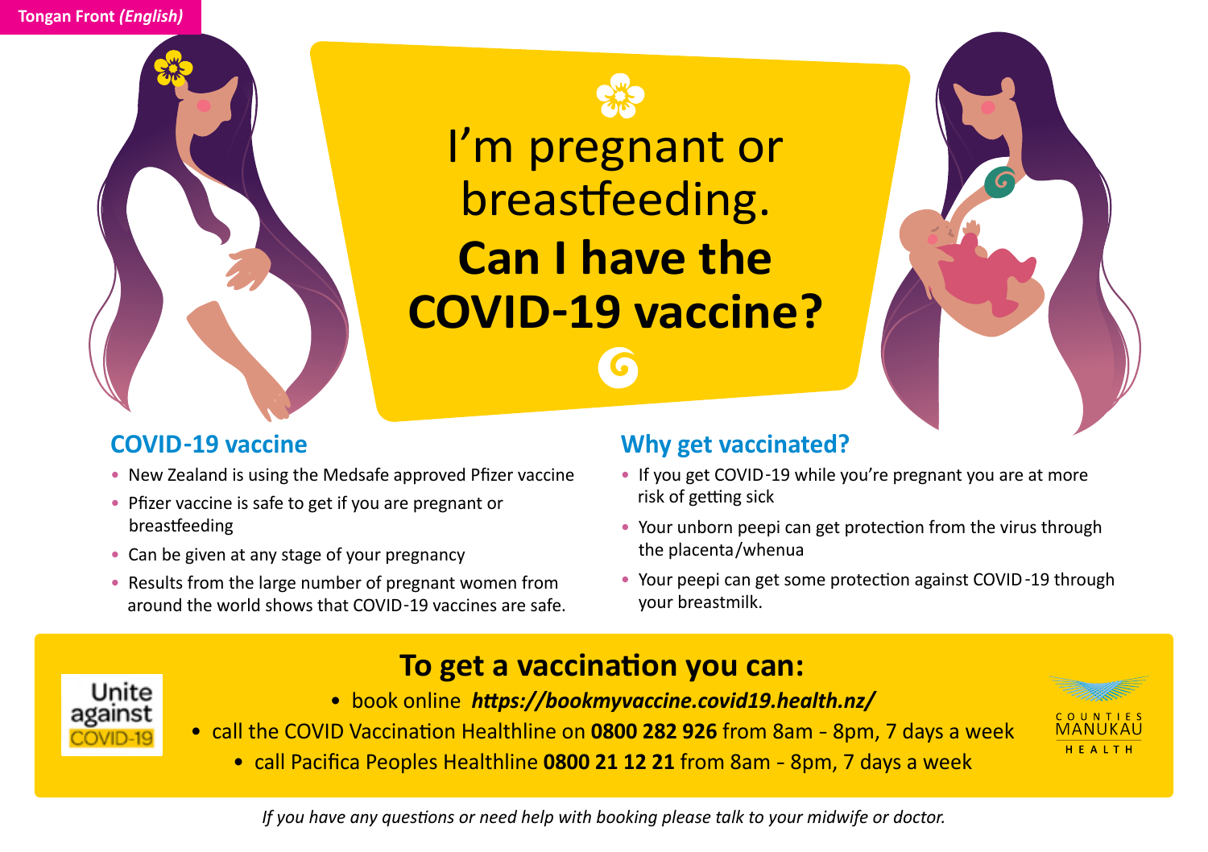Tongan Front *(English)*

# I'm pregnant or breastfeeding. **Can I have the COVID-19 vaccine?**

## COVID-19 vaccine

- New Zealand is using the Medsafe approved Pfizer vaccine
- Pfizer vaccine is safe to get if you are pregnant or breastfeeding
- Can be given at any stage of your pregnancy
- Results from the large number of pregnant women from around the world shows that COVID-19 vaccines are safe.

## Why get vaccinated?

- If you get COVID-19 while you're pregnant you are at more risk of getting sick
- Your unborn peepi can get protection from the virus through the placenta/whenua
- Your peepi can get some protection against COVID-19 through your breastmilk.

## To get a vaccination you can:

- book online ***https://bookmyvaccine.covid19.health.nz/***
- call the COVID Vaccination Healthline on **0800 282 926** from 8am - 8pm, 7 days a week
- call Pacifica Peoples Healthline **0800 21 12 21** from 8am - 8pm, 7 days a week

Unite against COVID-19

COUNTIES MANUKAU HEALTH

*If you have any questions or need help with booking please talk to your midwife or doctor.*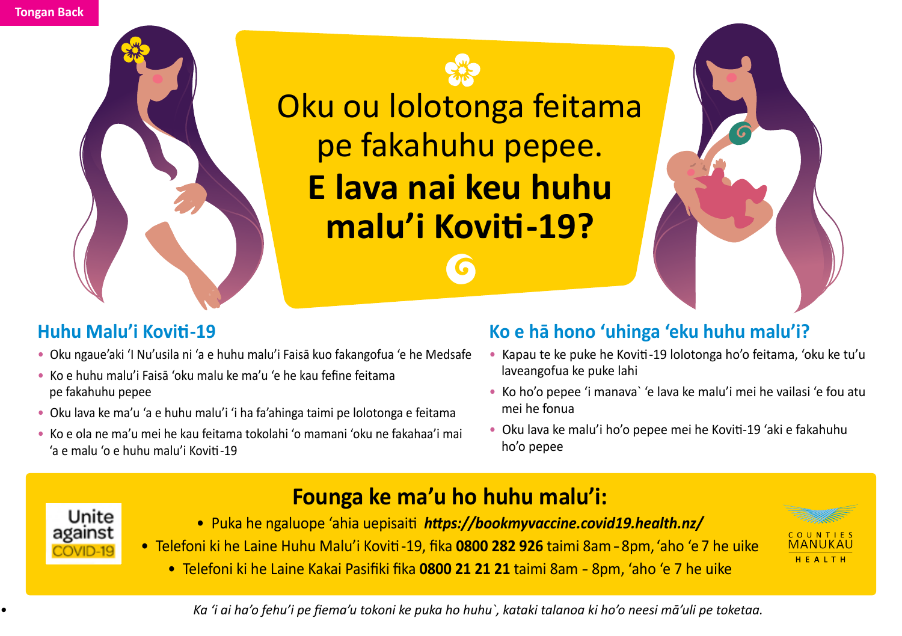Tongan Back

# Oku ou lolotonga feitama pe fakahuhu pepee.

# **E lava nai keu huhu malu'i Koviti-19?**

## Huhu Malu'i Koviti-19

- Oku ngaue'aki 'I Nu'usila ni 'a e huhu malu'i Faisā kuo fakangofua 'e he Medsafe
- Ko e huhu malu'i Faisā 'oku malu ke ma'u 'e he kau fefine feitama pe fakahuhu pepee
- Oku lava ke ma'u 'a e huhu malu'i 'i ha fa'ahinga taimi pe lolotonga e feitama
- Ko e ola ne ma'u mei he kau feitama tokolahi 'o mamani 'oku ne fakahaa'i mai 'a e malu 'o e huhu malu'i Koviti-19

## Ko e hā hono 'uhinga 'eku huhu malu'i?

- Kapau te ke puke he Koviti-19 lolotonga ho'o feitama, 'oku ke tu'u laveangofua ke puke lahi
- Ko ho'o pepee 'i manava` 'e lava ke malu'i mei he vailasi 'e fou atu mei he fonua
- Oku lava ke malu'i ho'o pepee mei he Koviti-19 'aki e fakahuhu ho'o pepee

## Founga ke ma'u ho huhu malu'i:

- Puka he ngaluope 'ahia uepisaiti ***https://bookmyvaccine.covid19.health.nz/***
- Telefoni ki he Laine Huhu Malu'i Koviti-19, fika **0800 282 926** taimi 8am - 8pm, 'aho 'e 7 he uike
- Telefoni ki he Laine Kakai Pasifiki fika **0800 21 21 21** taimi 8am - 8pm, 'aho 'e 7 he uike

Unite against COVID-19

COUNTIES MANUKAU HEALTH

*Ka 'i ai ha'o fehu'i pe fiema'u tokoni ke puka ho huhu`, kataki talanoa ki ho'o neesi mā'uli pe toketaa.*